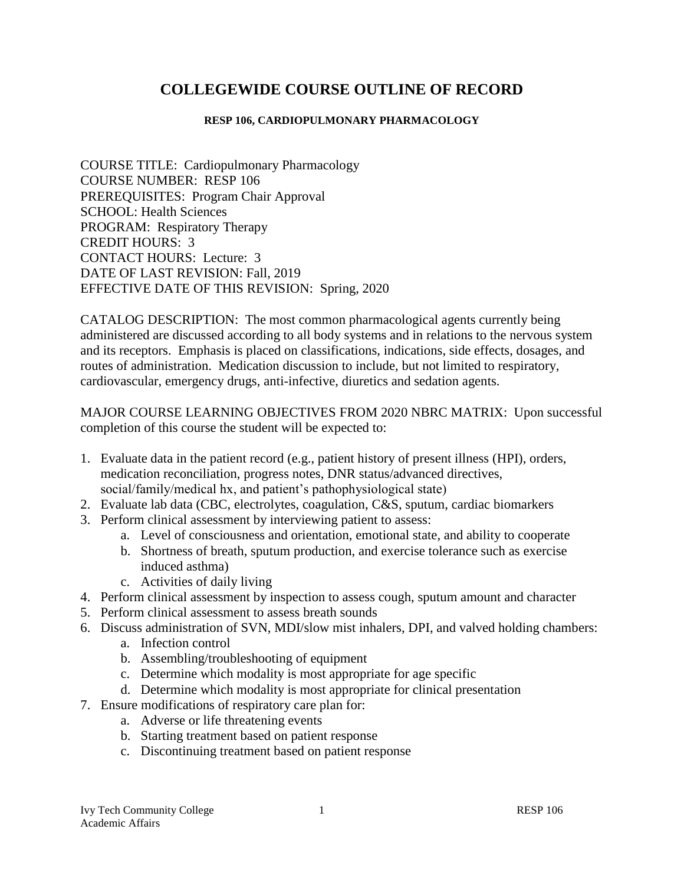# COLLEGEWIDE COURSE OUTLINE OF RECORD

**RESP 106, CARDIOPULMONARY PHARMACOLOGY**

COURSE TITLE: Cardiopulmonary Pharmacology
COURSE NUMBER: RESP 106
PREREQUISITES: Program Chair Approval
SCHOOL: Health Sciences
PROGRAM: Respiratory Therapy
CREDIT HOURS: 3
CONTACT HOURS: Lecture: 3
DATE OF LAST REVISION: Fall, 2019
EFFECTIVE DATE OF THIS REVISION: Spring, 2020

CATALOG DESCRIPTION: The most common pharmacological agents currently being administered are discussed according to all body systems and in relations to the nervous system and its receptors. Emphasis is placed on classifications, indications, side effects, dosages, and routes of administration. Medication discussion to include, but not limited to respiratory, cardiovascular, emergency drugs, anti-infective, diuretics and sedation agents.

MAJOR COURSE LEARNING OBJECTIVES FROM 2020 NBRC MATRIX: Upon successful completion of this course the student will be expected to:

1. Evaluate data in the patient record (e.g., patient history of present illness (HPI), orders, medication reconciliation, progress notes, DNR status/advanced directives, social/family/medical hx, and patient's pathophysiological state)
2. Evaluate lab data (CBC, electrolytes, coagulation, C&S, sputum, cardiac biomarkers
3. Perform clinical assessment by interviewing patient to assess:
   a. Level of consciousness and orientation, emotional state, and ability to cooperate
   b. Shortness of breath, sputum production, and exercise tolerance such as exercise induced asthma)
   c. Activities of daily living
4. Perform clinical assessment by inspection to assess cough, sputum amount and character
5. Perform clinical assessment to assess breath sounds
6. Discuss administration of SVN, MDI/slow mist inhalers, DPI, and valved holding chambers:
   a. Infection control
   b. Assembling/troubleshooting of equipment
   c. Determine which modality is most appropriate for age specific
   d. Determine which modality is most appropriate for clinical presentation
7. Ensure modifications of respiratory care plan for:
   a. Adverse or life threatening events
   b. Starting treatment based on patient response
   c. Discontinuing treatment based on patient response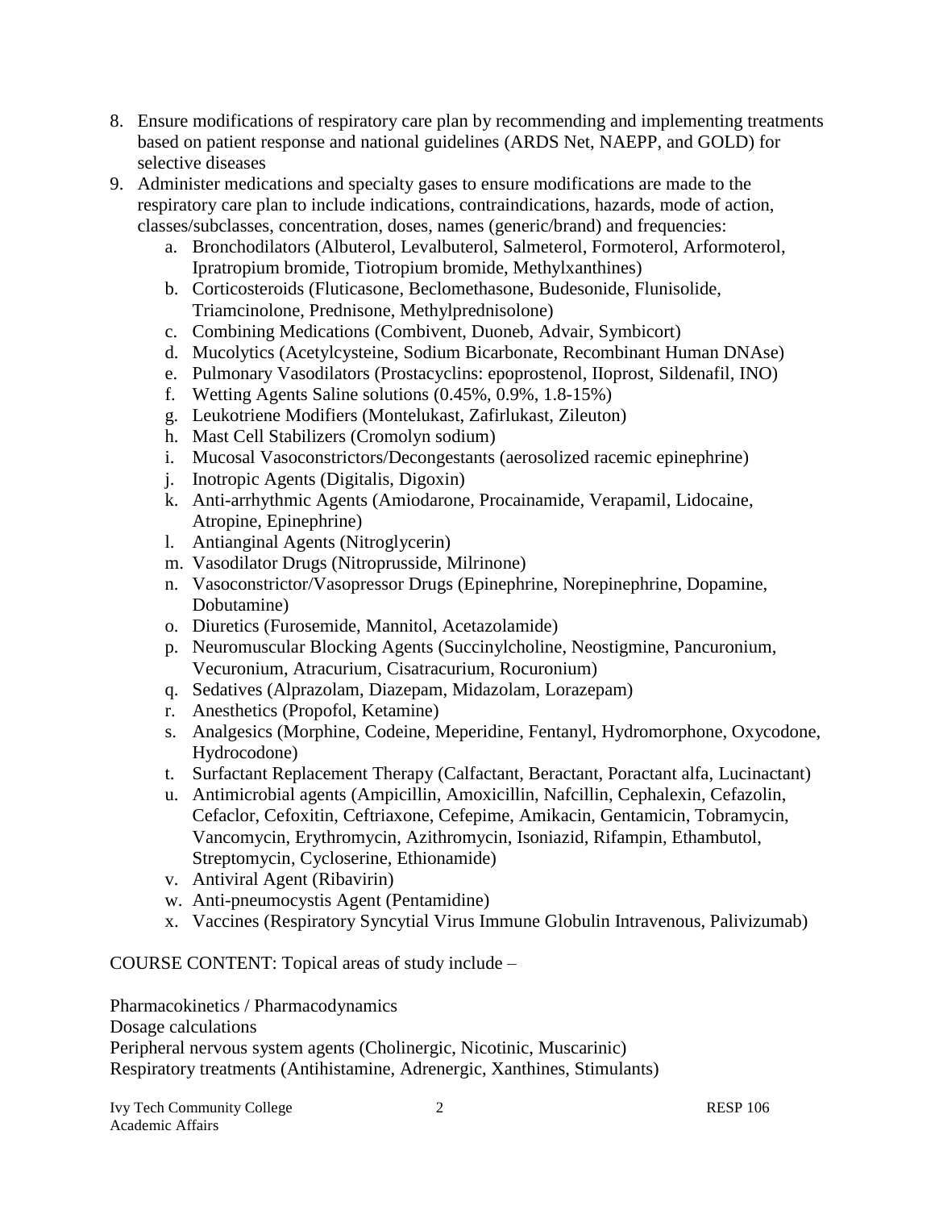8. Ensure modifications of respiratory care plan by recommending and implementing treatments based on patient response and national guidelines (ARDS Net, NAEPP, and GOLD) for selective diseases
9. Administer medications and specialty gases to ensure modifications are made to the respiratory care plan to include indications, contraindications, hazards, mode of action, classes/subclasses, concentration, doses, names (generic/brand) and frequencies:
   a. Bronchodilators (Albuterol, Levalbuterol, Salmeterol, Formoterol, Arformoterol, Ipratropium bromide, Tiotropium bromide, Methylxanthines)
   b. Corticosteroids (Fluticasone, Beclomethasone, Budesonide, Flunisolide, Triamcinolone, Prednisone, Methylprednisolone)
   c. Combining Medications (Combivent, Duoneb, Advair, Symbicort)
   d. Mucolytics (Acetylcysteine, Sodium Bicarbonate, Recombinant Human DNAse)
   e. Pulmonary Vasodilators (Prostacyclins: epoprostenol, IIoprost, Sildenafil, INO)
   f. Wetting Agents Saline solutions (0.45%, 0.9%, 1.8-15%)
   g. Leukotriene Modifiers (Montelukast, Zafirlukast, Zileuton)
   h. Mast Cell Stabilizers (Cromolyn sodium)
   i. Mucosal Vasoconstrictors/Decongestants (aerosolized racemic epinephrine)
   j. Inotropic Agents (Digitalis, Digoxin)
   k. Anti-arrhythmic Agents (Amiodarone, Procainamide, Verapamil, Lidocaine, Atropine, Epinephrine)
   l. Antianginal Agents (Nitroglycerin)
   m. Vasodilator Drugs (Nitroprusside, Milrinone)
   n. Vasoconstrictor/Vasopressor Drugs (Epinephrine, Norepinephrine, Dopamine, Dobutamine)
   o. Diuretics (Furosemide, Mannitol, Acetazolamide)
   p. Neuromuscular Blocking Agents (Succinylcholine, Neostigmine, Pancuronium, Vecuronium, Atracurium, Cisatracurium, Rocuronium)
   q. Sedatives (Alprazolam, Diazepam, Midazolam, Lorazepam)
   r. Anesthetics (Propofol, Ketamine)
   s. Analgesics (Morphine, Codeine, Meperidine, Fentanyl, Hydromorphone, Oxycodone, Hydrocodone)
   t. Surfactant Replacement Therapy (Calfactant, Beractant, Poractant alfa, Lucinactant)
   u. Antimicrobial agents (Ampicillin, Amoxicillin, Nafcillin, Cephalexin, Cefazolin, Cefaclor, Cefoxitin, Ceftriaxone, Cefepime, Amikacin, Gentamicin, Tobramycin, Vancomycin, Erythromycin, Azithromycin, Isoniazid, Rifampin, Ethambutol, Streptomycin, Cycloserine, Ethionamide)
   v. Antiviral Agent (Ribavirin)
   w. Anti-pneumocystis Agent (Pentamidine)
   x. Vaccines (Respiratory Syncytial Virus Immune Globulin Intravenous, Palivizumab)

COURSE CONTENT: Topical areas of study include –

Pharmacokinetics / Pharmacodynamics
Dosage calculations
Peripheral nervous system agents (Cholinergic, Nicotinic, Muscarinic)
Respiratory treatments (Antihistamine, Adrenergic, Xanthines, Stimulants)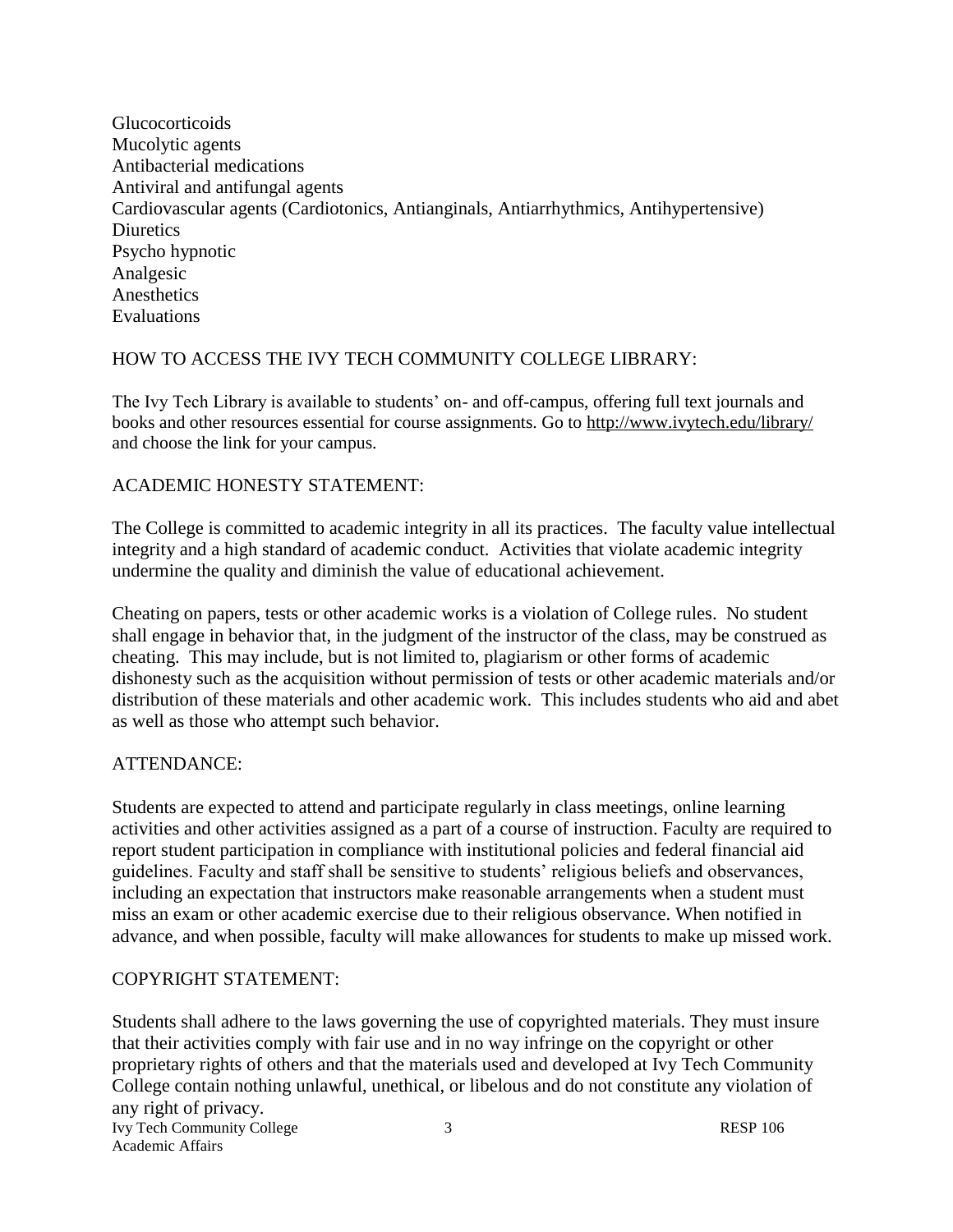Glucocorticoids
Mucolytic agents
Antibacterial medications
Antiviral and antifungal agents
Cardiovascular agents (Cardiotonics, Antianginals, Antiarrhythmics, Antihypertensive)
Diuretics
Psycho hypnotic
Analgesic
Anesthetics
Evaluations

## HOW TO ACCESS THE IVY TECH COMMUNITY COLLEGE LIBRARY:

The Ivy Tech Library is available to students' on- and off-campus, offering full text journals and books and other resources essential for course assignments. Go to http://www.ivytech.edu/library/ and choose the link for your campus.

## ACADEMIC HONESTY STATEMENT:

The College is committed to academic integrity in all its practices. The faculty value intellectual integrity and a high standard of academic conduct. Activities that violate academic integrity undermine the quality and diminish the value of educational achievement.

Cheating on papers, tests or other academic works is a violation of College rules. No student shall engage in behavior that, in the judgment of the instructor of the class, may be construed as cheating. This may include, but is not limited to, plagiarism or other forms of academic dishonesty such as the acquisition without permission of tests or other academic materials and/or distribution of these materials and other academic work. This includes students who aid and abet as well as those who attempt such behavior.

## ATTENDANCE:

Students are expected to attend and participate regularly in class meetings, online learning activities and other activities assigned as a part of a course of instruction. Faculty are required to report student participation in compliance with institutional policies and federal financial aid guidelines. Faculty and staff shall be sensitive to students' religious beliefs and observances, including an expectation that instructors make reasonable arrangements when a student must miss an exam or other academic exercise due to their religious observance. When notified in advance, and when possible, faculty will make allowances for students to make up missed work.

## COPYRIGHT STATEMENT:

Students shall adhere to the laws governing the use of copyrighted materials. They must insure that their activities comply with fair use and in no way infringe on the copyright or other proprietary rights of others and that the materials used and developed at Ivy Tech Community College contain nothing unlawful, unethical, or libelous and do not constitute any violation of any right of privacy.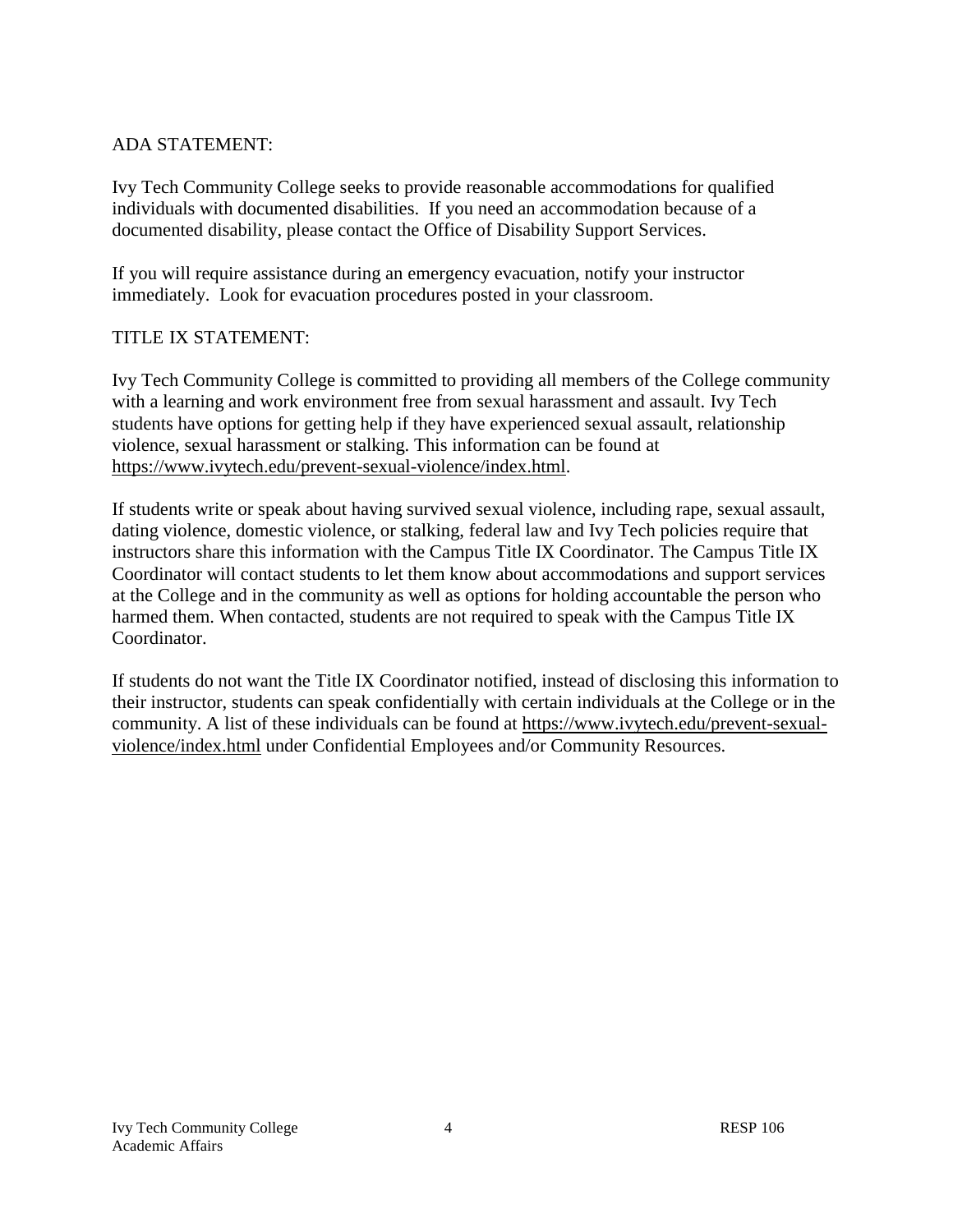## ADA STATEMENT:

Ivy Tech Community College seeks to provide reasonable accommodations for qualified individuals with documented disabilities. If you need an accommodation because of a documented disability, please contact the Office of Disability Support Services.

If you will require assistance during an emergency evacuation, notify your instructor immediately. Look for evacuation procedures posted in your classroom.

## TITLE IX STATEMENT:

Ivy Tech Community College is committed to providing all members of the College community with a learning and work environment free from sexual harassment and assault. Ivy Tech students have options for getting help if they have experienced sexual assault, relationship violence, sexual harassment or stalking. This information can be found at https://www.ivytech.edu/prevent-sexual-violence/index.html.

If students write or speak about having survived sexual violence, including rape, sexual assault, dating violence, domestic violence, or stalking, federal law and Ivy Tech policies require that instructors share this information with the Campus Title IX Coordinator. The Campus Title IX Coordinator will contact students to let them know about accommodations and support services at the College and in the community as well as options for holding accountable the person who harmed them. When contacted, students are not required to speak with the Campus Title IX Coordinator.

If students do not want the Title IX Coordinator notified, instead of disclosing this information to their instructor, students can speak confidentially with certain individuals at the College or in the community. A list of these individuals can be found at https://www.ivytech.edu/prevent-sexual-violence/index.html under Confidential Employees and/or Community Resources.